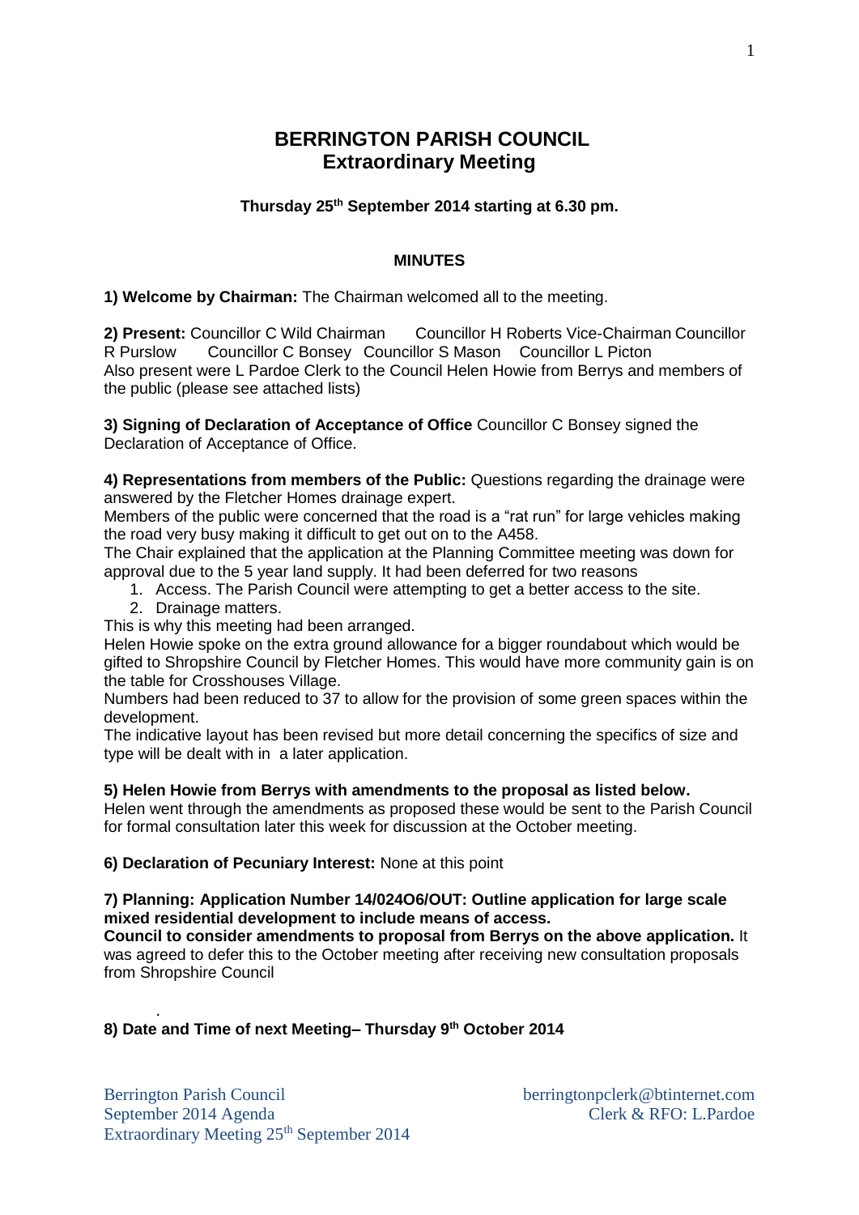# BERRINGTON PARISH COUNCIL
## Extraordinary Meeting

**Thursday 25th September 2014 starting at 6.30 pm.**

**MINUTES**

**1) Welcome by Chairman:** The Chairman welcomed all to the meeting.

**2) Present:** Councillor C Wild Chairman Councillor H Roberts Vice-Chairman Councillor R Purslow Councillor C Bonsey Councillor S Mason Councillor L Picton
Also present were L Pardoe Clerk to the Council Helen Howie from Berrys and members of the public (please see attached lists)

**3) Signing of Declaration of Acceptance of Office** Councillor C Bonsey signed the Declaration of Acceptance of Office.

**4) Representations from members of the Public:** Questions regarding the drainage were answered by the Fletcher Homes drainage expert.
Members of the public were concerned that the road is a "rat run" for large vehicles making the road very busy making it difficult to get out on to the A458.
The Chair explained that the application at the Planning Committee meeting was down for approval due to the 5 year land supply. It had been deferred for two reasons

1. Access. The Parish Council were attempting to get a better access to the site.
2. Drainage matters.

This is why this meeting had been arranged.
Helen Howie spoke on the extra ground allowance for a bigger roundabout which would be gifted to Shropshire Council by Fletcher Homes. This would have more community gain is on the table for Crosshouses Village.
Numbers had been reduced to 37 to allow for the provision of some green spaces within the development.
The indicative layout has been revised but more detail concerning the specifics of size and type will be dealt with in a later application.

**5) Helen Howie from Berrys with amendments to the proposal as listed below.**
Helen went through the amendments as proposed these would be sent to the Parish Council for formal consultation later this week for discussion at the October meeting.

**6) Declaration of Pecuniary Interest:** None at this point

**7) Planning: Application Number 14/024O6/OUT: Outline application for large scale mixed residential development to include means of access.**
**Council to consider amendments to proposal from Berrys on the above application.** It was agreed to defer this to the October meeting after receiving new consultation proposals from Shropshire Council

**8) Date and Time of next Meeting– Thursday 9th October 2014**